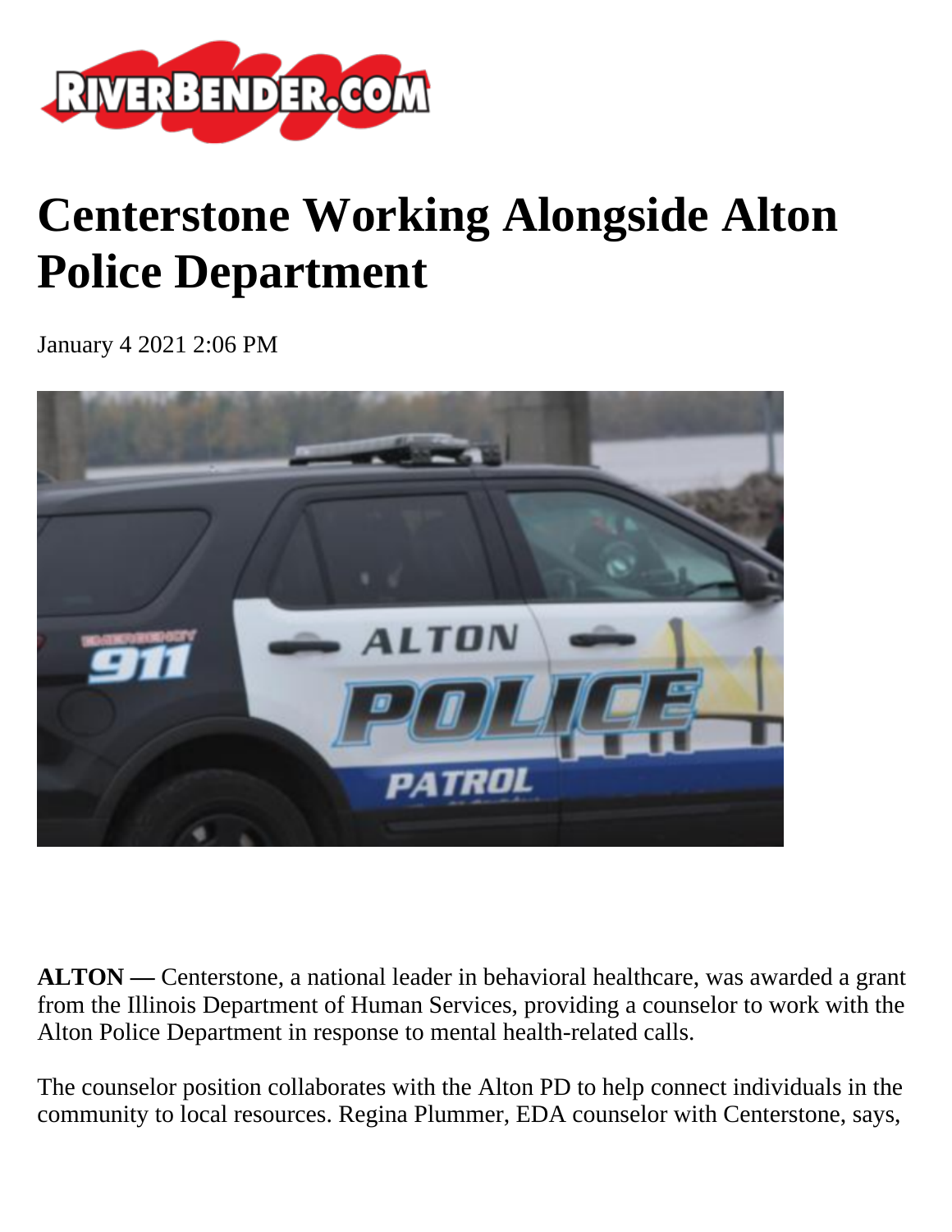# Centerstone Working Alongside Alton Police Department

January 4 2021 2:06 PM

**ALTON —** Centerstone, a national leader in behavioral healthcare, was awarded a grant from the Illinois Department of Human Services, providing a counselor to work with the Alton Police Department in response to mental health-related calls.

The counselor position collaborates with the Alton PD to help connect individuals in the community to local resources. Regina Plummer, EDA counselor with Centerstone, says,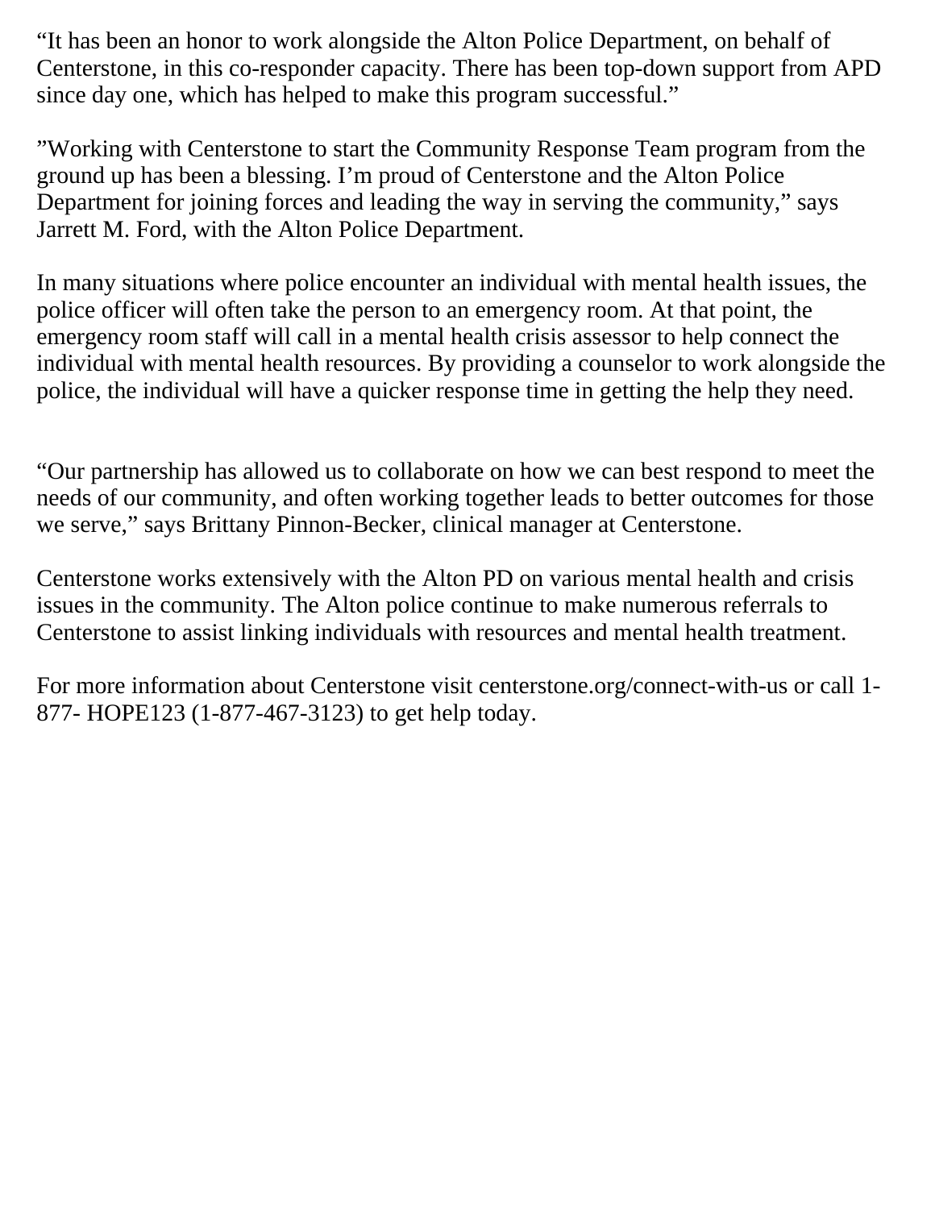“It has been an honor to work alongside the Alton Police Department, on behalf of Centerstone, in this co-responder capacity. There has been top-down support from APD since day one, which has helped to make this program successful.”

”Working with Centerstone to start the Community Response Team program from the ground up has been a blessing. I’m proud of Centerstone and the Alton Police Department for joining forces and leading the way in serving the community,” says Jarrett M. Ford, with the Alton Police Department.

In many situations where police encounter an individual with mental health issues, the police officer will often take the person to an emergency room. At that point, the emergency room staff will call in a mental health crisis assessor to help connect the individual with mental health resources. By providing a counselor to work alongside the police, the individual will have a quicker response time in getting the help they need.

“Our partnership has allowed us to collaborate on how we can best respond to meet the needs of our community, and often working together leads to better outcomes for those we serve,” says Brittany Pinnon-Becker, clinical manager at Centerstone.

Centerstone works extensively with the Alton PD on various mental health and crisis issues in the community. The Alton police continue to make numerous referrals to Centerstone to assist linking individuals with resources and mental health treatment.

For more information about Centerstone visit centerstone.org/connect-with-us or call 1-877- HOPE123 (1-877-467-3123) to get help today.